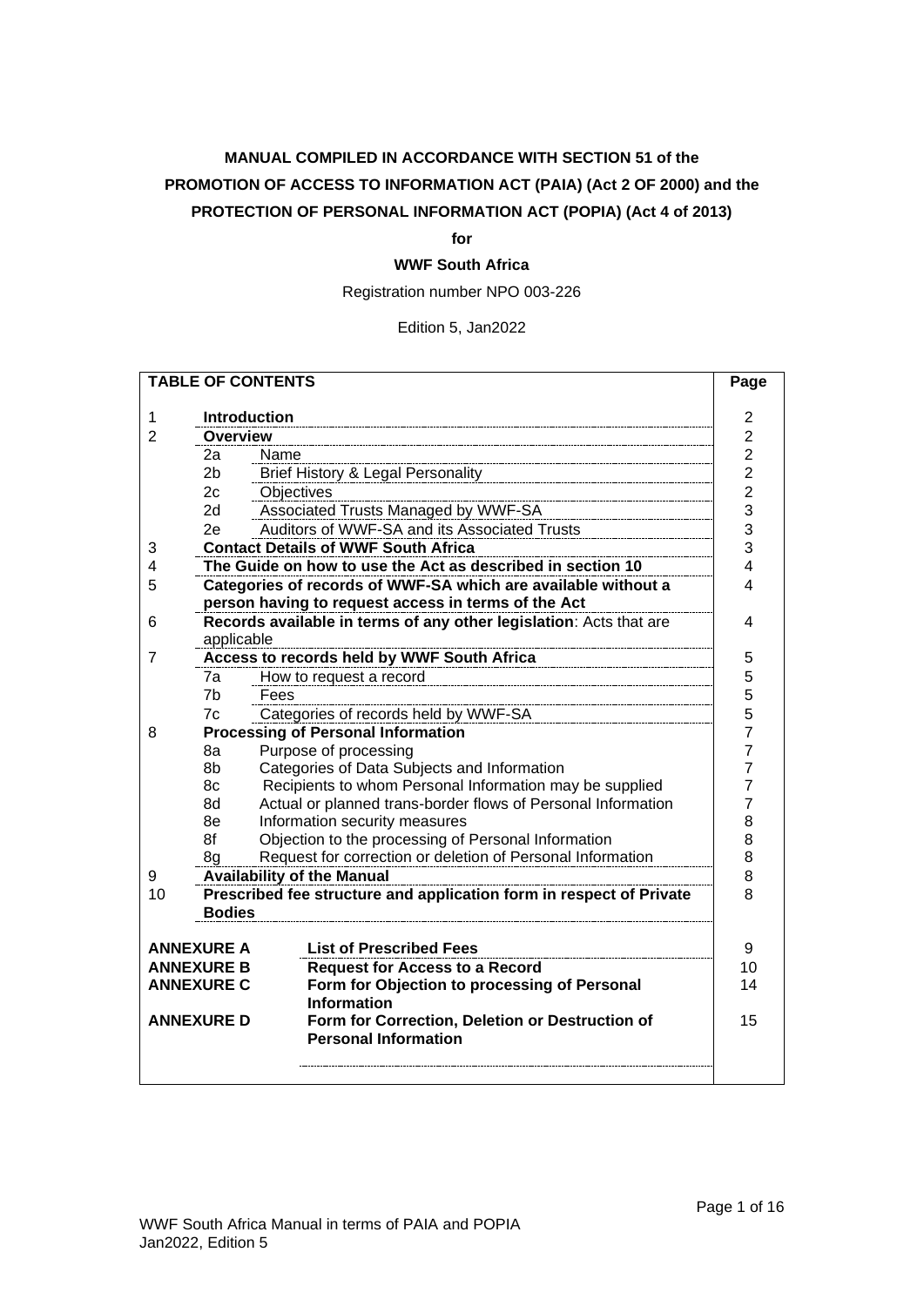**MANUAL COMPILED IN ACCORDANCE WITH SECTION 51 of the PROMOTION OF ACCESS TO INFORMATION ACT (PAIA) (Act 2 OF 2000) and the PROTECTION OF PERSONAL INFORMATION ACT (POPIA) (Act 4 of 2013)**

**for**

**WWF South Africa**

Registration number NPO 003-226

Edition 5, Jan2022

| **TABLE OF CONTENTS** | | | **Page** |
|---|---|---|---|
| 1 | **Introduction** | | 2 |
| 2 | **Overview** | | 2 |
| | 2a | Name | 2 |
| | 2b | Brief History & Legal Personality | 2 |
| | 2c | Objectives | 2 |
| | 2d | Associated Trusts Managed by WWF-SA | 3 |
| | 2e | Auditors of WWF-SA and its Associated Trusts | 3 |
| 3 | **Contact Details of WWF South Africa** | | 3 |
| 4 | **The Guide on how to use the Act as described in section 10** | | 4 |
| 5 | **Categories of records of WWF-SA which are available without a person having to request access in terms of the Act** | | 4 |
| 6 | **Records available in terms of any other legislation**: Acts that are applicable | | 4 |
| 7 | **Access to records held by WWF South Africa** | | 5 |
| | 7a | How to request a record | 5 |
| | 7b | Fees | 5 |
| | 7c | Categories of records held by WWF-SA | 5 |
| 8 | **Processing of Personal Information** | | 7 |
| | 8a | Purpose of processing | 7 |
| | 8b | Categories of Data Subjects and Information | 7 |
| | 8c | Recipients to whom Personal Information may be supplied | 7 |
| | 8d | Actual or planned trans-border flows of Personal Information | 7 |
| | 8e | Information security measures | 8 |
| | 8f | Objection to the processing of Personal Information | 8 |
| | 8g | Request for correction or deletion of Personal Information | 8 |
| 9 | **Availability of the Manual** | | 8 |
| 10 | **Prescribed fee structure and application form in respect of Private Bodies** | | 8 |
| **ANNEXURE A** | | **List of Prescribed Fees** | 9 |
| **ANNEXURE B** | | **Request for Access to a Record** | 10 |
| **ANNEXURE C** | | **Form for Objection to processing of Personal Information** | 14 |
| **ANNEXURE D** | | **Form for Correction, Deletion or Destruction of Personal Information** | 15 |

WWF South Africa Manual in terms of PAIA and POPIA
Jan2022, Edition 5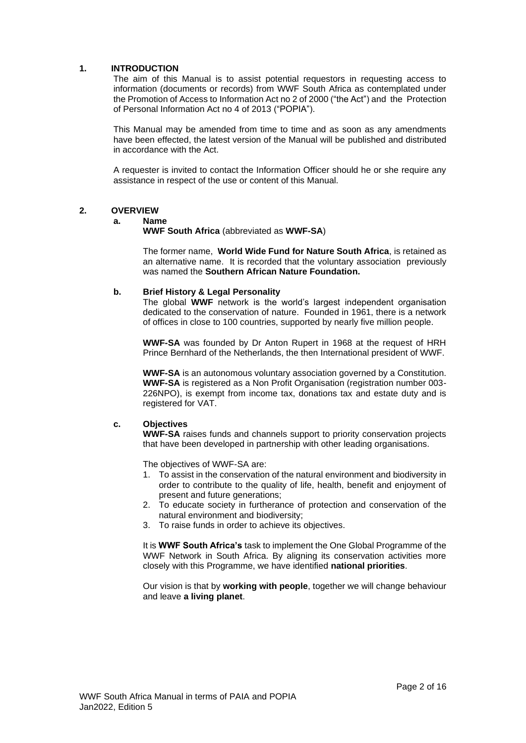## 1. INTRODUCTION

The aim of this Manual is to assist potential requestors in requesting access to information (documents or records) from WWF South Africa as contemplated under the Promotion of Access to Information Act no 2 of 2000 ("the Act") and the Protection of Personal Information Act no 4 of 2013 ("POPIA").

This Manual may be amended from time to time and as soon as any amendments have been effected, the latest version of the Manual will be published and distributed in accordance with the Act.

A requester is invited to contact the Information Officer should he or she require any assistance in respect of the use or content of this Manual.

## 2. OVERVIEW

### a. Name

**WWF South Africa** (abbreviated as **WWF-SA**)

The former name, **World Wide Fund for Nature South Africa**, is retained as an alternative name. It is recorded that the voluntary association previously was named the **Southern African Nature Foundation.**

### b. Brief History & Legal Personality

The global **WWF** network is the world's largest independent organisation dedicated to the conservation of nature. Founded in 1961, there is a network of offices in close to 100 countries, supported by nearly five million people.

**WWF-SA** was founded by Dr Anton Rupert in 1968 at the request of HRH Prince Bernhard of the Netherlands, the then International president of WWF.

**WWF-SA** is an autonomous voluntary association governed by a Constitution. **WWF-SA** is registered as a Non Profit Organisation (registration number 003-226NPO), is exempt from income tax, donations tax and estate duty and is registered for VAT.

### c. Objectives

**WWF-SA** raises funds and channels support to priority conservation projects that have been developed in partnership with other leading organisations.

The objectives of WWF-SA are:

1. To assist in the conservation of the natural environment and biodiversity in order to contribute to the quality of life, health, benefit and enjoyment of present and future generations;
2. To educate society in furtherance of protection and conservation of the natural environment and biodiversity;
3. To raise funds in order to achieve its objectives.

It is **WWF South Africa's** task to implement the One Global Programme of the WWF Network in South Africa. By aligning its conservation activities more closely with this Programme, we have identified **national priorities**.

Our vision is that by **working with people**, together we will change behaviour and leave **a living planet**.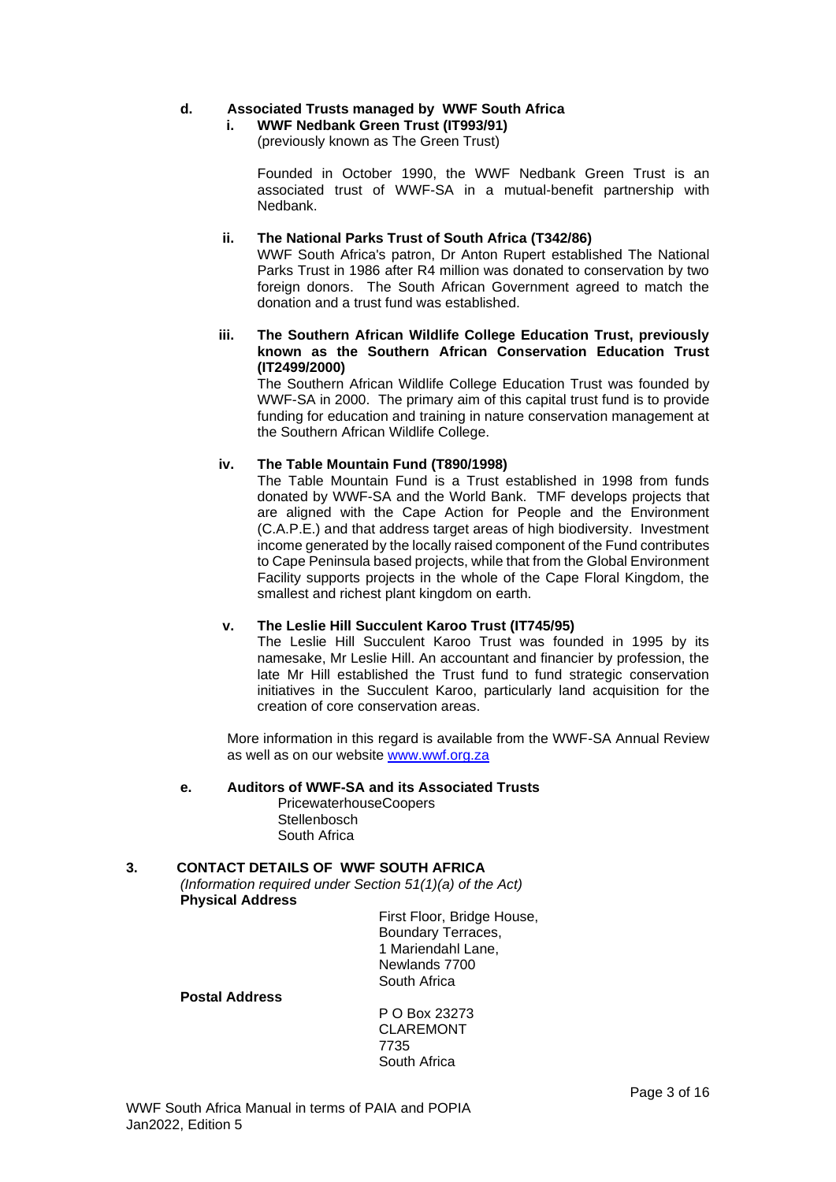**d. Associated Trusts managed by WWF South Africa**

**i. WWF Nedbank Green Trust (IT993/91)**
(previously known as The Green Trust)

Founded in October 1990, the WWF Nedbank Green Trust is an associated trust of WWF-SA in a mutual-benefit partnership with Nedbank.

**ii. The National Parks Trust of South Africa (T342/86)**
WWF South Africa's patron, Dr Anton Rupert established The National Parks Trust in 1986 after R4 million was donated to conservation by two foreign donors. The South African Government agreed to match the donation and a trust fund was established.

**iii. The Southern African Wildlife College Education Trust, previously known as the Southern African Conservation Education Trust (IT2499/2000)**
The Southern African Wildlife College Education Trust was founded by WWF-SA in 2000. The primary aim of this capital trust fund is to provide funding for education and training in nature conservation management at the Southern African Wildlife College.

**iv. The Table Mountain Fund (T890/1998)**
The Table Mountain Fund is a Trust established in 1998 from funds donated by WWF-SA and the World Bank. TMF develops projects that are aligned with the Cape Action for People and the Environment (C.A.P.E.) and that address target areas of high biodiversity. Investment income generated by the locally raised component of the Fund contributes to Cape Peninsula based projects, while that from the Global Environment Facility supports projects in the whole of the Cape Floral Kingdom, the smallest and richest plant kingdom on earth.

**v. The Leslie Hill Succulent Karoo Trust (IT745/95)**
The Leslie Hill Succulent Karoo Trust was founded in 1995 by its namesake, Mr Leslie Hill. An accountant and financier by profession, the late Mr Hill established the Trust fund to fund strategic conservation initiatives in the Succulent Karoo, particularly land acquisition for the creation of core conservation areas.

More information in this regard is available from the WWF-SA Annual Review as well as on our website www.wwf.org.za

**e. Auditors of WWF-SA and its Associated Trusts**

PricewaterhouseCoopers
Stellenbosch
South Africa

## 3. CONTACT DETAILS OF WWF SOUTH AFRICA

*(Information required under Section 51(1)(a) of the Act)*

**Physical Address**

First Floor, Bridge House,
Boundary Terraces,
1 Mariendahl Lane,
Newlands 7700
South Africa

**Postal Address**

P O Box 23273
CLAREMONT
7735
South Africa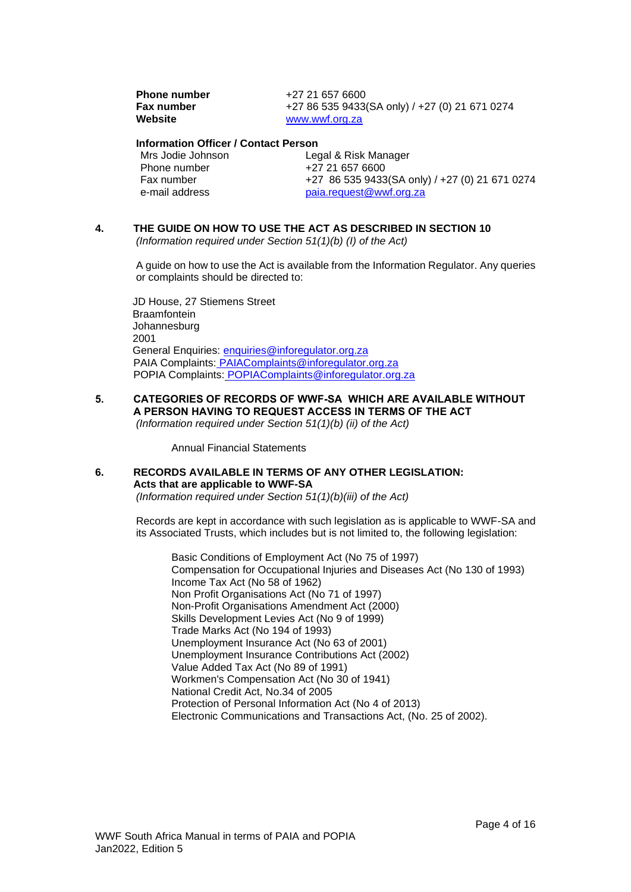| | |
|---|---|
| **Phone number** | +27 21 657 6600 |
| **Fax number** | +27 86 535 9433(SA only) / +27 (0) 21 671 0274 |
| **Website** | www.wwf.org.za |

**Information Officer / Contact Person**

| | |
|---|---|
| Mrs Jodie Johnson | Legal & Risk Manager |
| Phone number | +27 21 657 6600 |
| Fax number | +27 86 535 9433(SA only) / +27 (0) 21 671 0274 |
| e-mail address | paia.request@wwf.org.za |

## 4. THE GUIDE ON HOW TO USE THE ACT AS DESCRIBED IN SECTION 10

*(Information required under Section 51(1)(b) (I) of the Act)*

A guide on how to use the Act is available from the Information Regulator. Any queries or complaints should be directed to:

JD House, 27 Stiemens Street
Braamfontein
Johannesburg
2001
General Enquiries: enquiries@inforegulator.org.za
PAIA Complaints: PAIAComplaints@inforegulator.org.za
POPIA Complaints: POPIAComplaints@inforegulator.org.za

## 5. CATEGORIES OF RECORDS OF WWF-SA WHICH ARE AVAILABLE WITHOUT A PERSON HAVING TO REQUEST ACCESS IN TERMS OF THE ACT

*(Information required under Section 51(1)(b) (ii) of the Act)*

Annual Financial Statements

## 6. RECORDS AVAILABLE IN TERMS OF ANY OTHER LEGISLATION: Acts that are applicable to WWF-SA

*(Information required under Section 51(1)(b)(iii) of the Act)*

Records are kept in accordance with such legislation as is applicable to WWF-SA and its Associated Trusts, which includes but is not limited to, the following legislation:

Basic Conditions of Employment Act (No 75 of 1997)
Compensation for Occupational Injuries and Diseases Act (No 130 of 1993)
Income Tax Act (No 58 of 1962)
Non Profit Organisations Act (No 71 of 1997)
Non-Profit Organisations Amendment Act (2000)
Skills Development Levies Act (No 9 of 1999)
Trade Marks Act (No 194 of 1993)
Unemployment Insurance Act (No 63 of 2001)
Unemployment Insurance Contributions Act (2002)
Value Added Tax Act (No 89 of 1991)
Workmen's Compensation Act (No 30 of 1941)
National Credit Act, No.34 of 2005
Protection of Personal Information Act (No 4 of 2013)
Electronic Communications and Transactions Act, (No. 25 of 2002).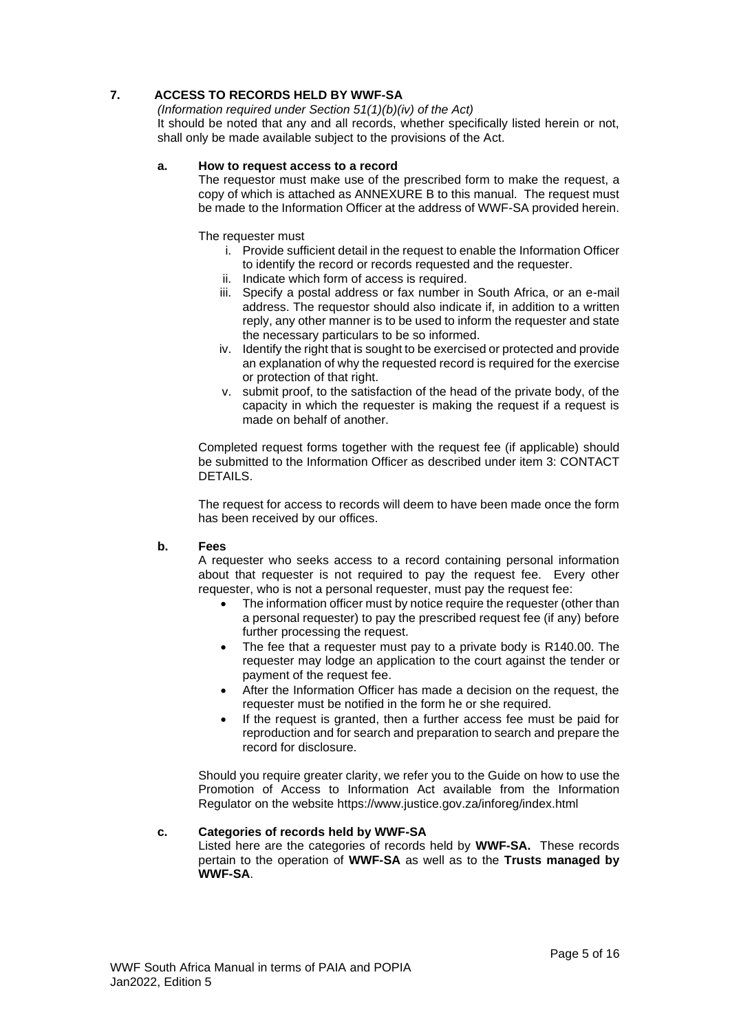## 7. ACCESS TO RECORDS HELD BY WWF-SA

*(Information required under Section 51(1)(b)(iv) of the Act)*

It should be noted that any and all records, whether specifically listed herein or not, shall only be made available subject to the provisions of the Act.

### a. How to request access to a record

The requestor must make use of the prescribed form to make the request, a copy of which is attached as ANNEXURE B to this manual. The request must be made to the Information Officer at the address of WWF-SA provided herein.

The requester must

i. Provide sufficient detail in the request to enable the Information Officer to identify the record or records requested and the requester.
ii. Indicate which form of access is required.
iii. Specify a postal address or fax number in South Africa, or an e-mail address. The requestor should also indicate if, in addition to a written reply, any other manner is to be used to inform the requester and state the necessary particulars to be so informed.
iv. Identify the right that is sought to be exercised or protected and provide an explanation of why the requested record is required for the exercise or protection of that right.
v. submit proof, to the satisfaction of the head of the private body, of the capacity in which the requester is making the request if a request is made on behalf of another.

Completed request forms together with the request fee (if applicable) should be submitted to the Information Officer as described under item 3: CONTACT DETAILS.

The request for access to records will deem to have been made once the form has been received by our offices.

### b. Fees

A requester who seeks access to a record containing personal information about that requester is not required to pay the request fee. Every other requester, who is not a personal requester, must pay the request fee:

- The information officer must by notice require the requester (other than a personal requester) to pay the prescribed request fee (if any) before further processing the request.
- The fee that a requester must pay to a private body is R140.00. The requester may lodge an application to the court against the tender or payment of the request fee.
- After the Information Officer has made a decision on the request, the requester must be notified in the form he or she required.
- If the request is granted, then a further access fee must be paid for reproduction and for search and preparation to search and prepare the record for disclosure.

Should you require greater clarity, we refer you to the Guide on how to use the Promotion of Access to Information Act available from the Information Regulator on the website https://www.justice.gov.za/inforeg/index.html

### c. Categories of records held by WWF-SA

Listed here are the categories of records held by **WWF-SA.** These records pertain to the operation of **WWF-SA** as well as to the **Trusts managed by WWF-SA**.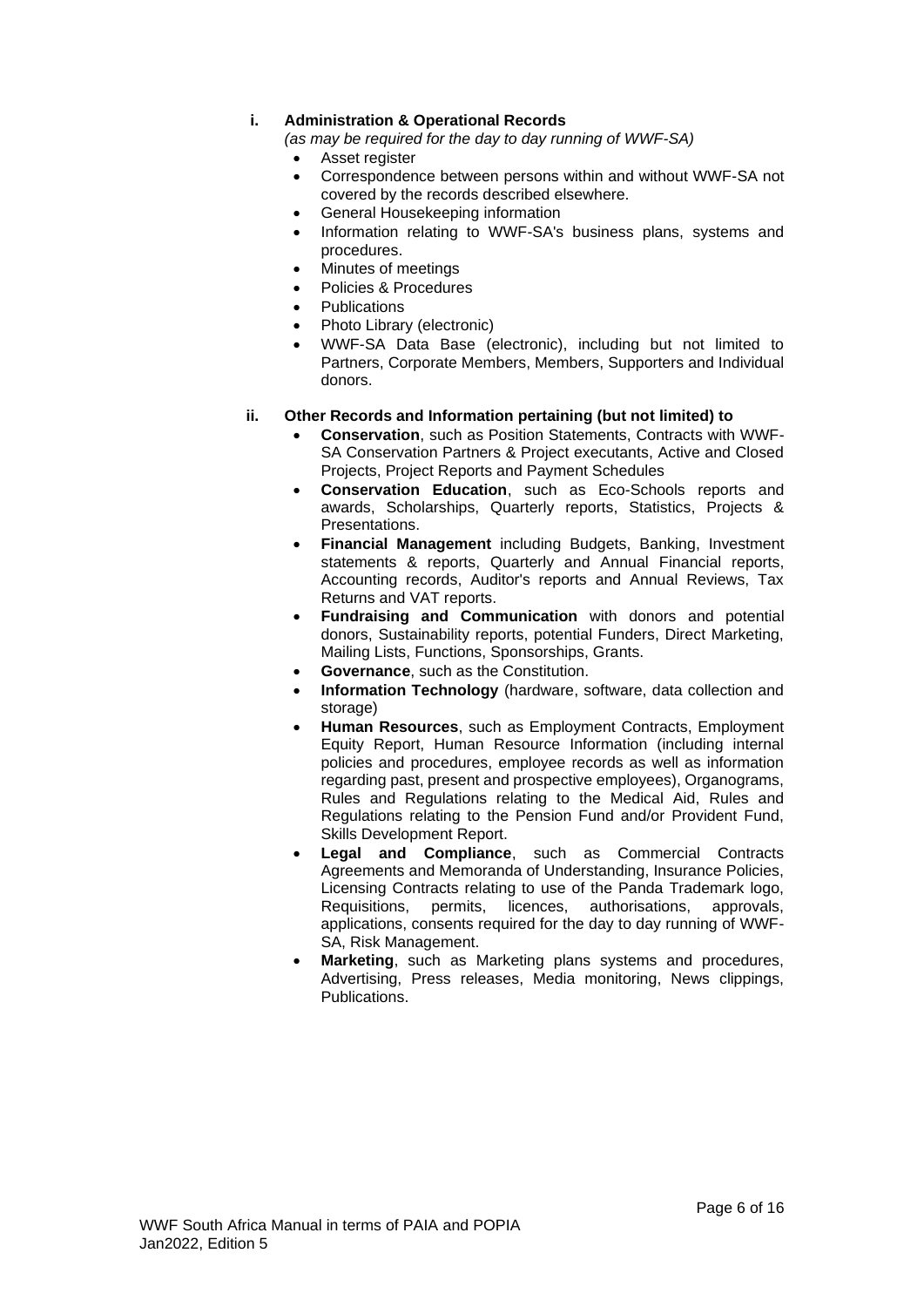**i. Administration & Operational Records**

*(as may be required for the day to day running of WWF-SA)*

- Asset register
- Correspondence between persons within and without WWF-SA not covered by the records described elsewhere.
- General Housekeeping information
- Information relating to WWF-SA's business plans, systems and procedures.
- Minutes of meetings
- Policies & Procedures
- Publications
- Photo Library (electronic)
- WWF-SA Data Base (electronic), including but not limited to Partners, Corporate Members, Members, Supporters and Individual donors.

**ii. Other Records and Information pertaining (but not limited) to**

- **Conservation**, such as Position Statements, Contracts with WWF-SA Conservation Partners & Project executants, Active and Closed Projects, Project Reports and Payment Schedules
- **Conservation Education**, such as Eco-Schools reports and awards, Scholarships, Quarterly reports, Statistics, Projects & Presentations.
- **Financial Management** including Budgets, Banking, Investment statements & reports, Quarterly and Annual Financial reports, Accounting records, Auditor's reports and Annual Reviews, Tax Returns and VAT reports.
- **Fundraising and Communication** with donors and potential donors, Sustainability reports, potential Funders, Direct Marketing, Mailing Lists, Functions, Sponsorships, Grants.
- **Governance**, such as the Constitution.
- **Information Technology** (hardware, software, data collection and storage)
- **Human Resources**, such as Employment Contracts, Employment Equity Report, Human Resource Information (including internal policies and procedures, employee records as well as information regarding past, present and prospective employees), Organograms, Rules and Regulations relating to the Medical Aid, Rules and Regulations relating to the Pension Fund and/or Provident Fund, Skills Development Report.
- **Legal and Compliance**, such as Commercial Contracts Agreements and Memoranda of Understanding, Insurance Policies, Licensing Contracts relating to use of the Panda Trademark logo, Requisitions, permits, licences, authorisations, approvals, applications, consents required for the day to day running of WWF-SA, Risk Management.
- **Marketing**, such as Marketing plans systems and procedures, Advertising, Press releases, Media monitoring, News clippings, Publications.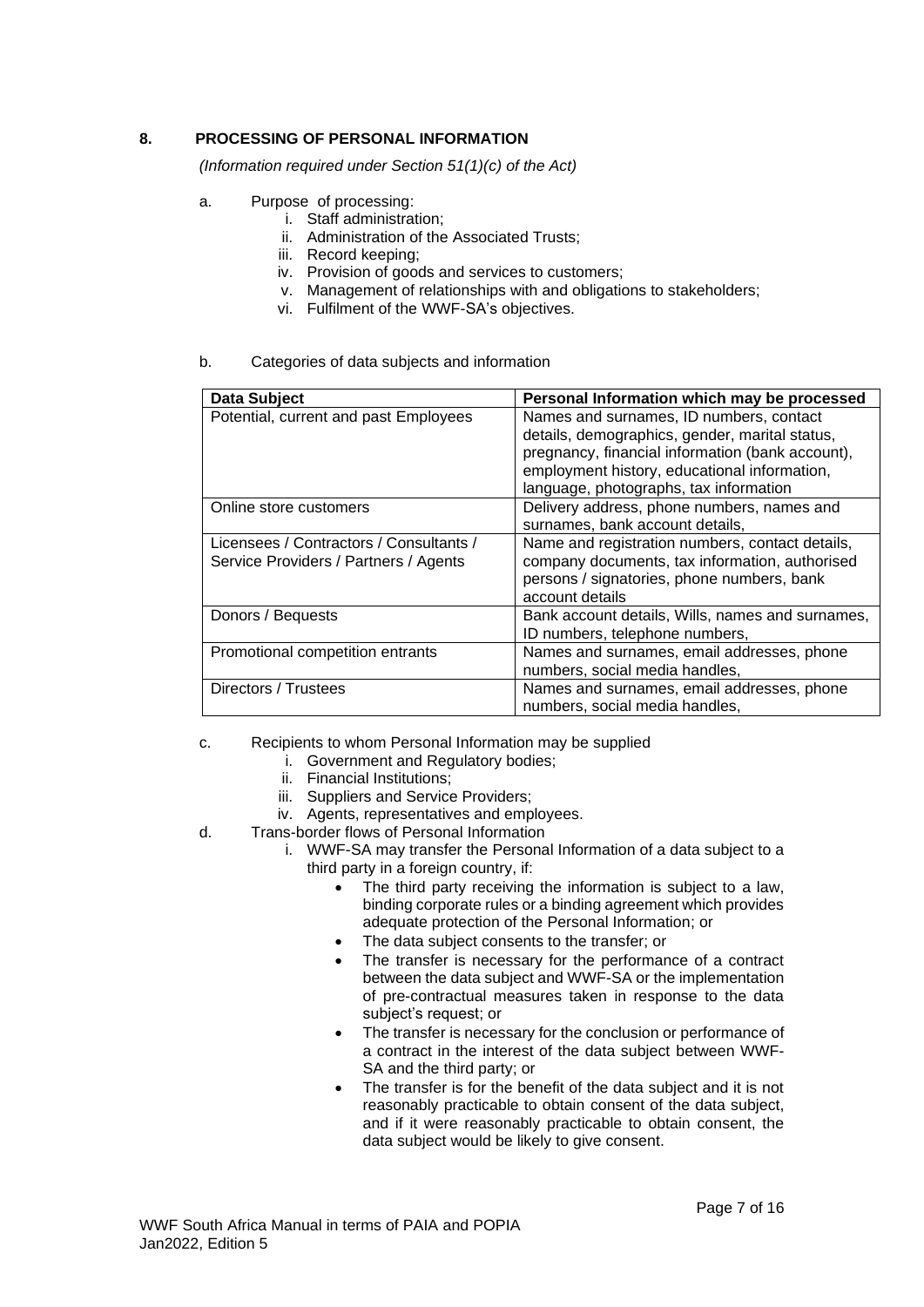## 8. PROCESSING OF PERSONAL INFORMATION

*(Information required under Section 51(1)(c) of the Act)*

a. Purpose of processing:
   i. Staff administration;
   ii. Administration of the Associated Trusts;
   iii. Record keeping;
   iv. Provision of goods and services to customers;
   v. Management of relationships with and obligations to stakeholders;
   vi. Fulfilment of the WWF-SA's objectives.

b. Categories of data subjects and information

| Data Subject | Personal Information which may be processed |
|---|---|
| Potential, current and past Employees | Names and surnames, ID numbers, contact details, demographics, gender, marital status, pregnancy, financial information (bank account), employment history, educational information, language, photographs, tax information |
| Online store customers | Delivery address, phone numbers, names and surnames, bank account details, |
| Licensees / Contractors / Consultants / Service Providers / Partners / Agents | Name and registration numbers, contact details, company documents, tax information, authorised persons / signatories, phone numbers, bank account details |
| Donors / Bequests | Bank account details, Wills, names and surnames, ID numbers, telephone numbers, |
| Promotional competition entrants | Names and surnames, email addresses, phone numbers, social media handles, |
| Directors / Trustees | Names and surnames, email addresses, phone numbers, social media handles, |

c. Recipients to whom Personal Information may be supplied
   i. Government and Regulatory bodies;
   ii. Financial Institutions;
   iii. Suppliers and Service Providers;
   iv. Agents, representatives and employees.

d. Trans-border flows of Personal Information
   i. WWF-SA may transfer the Personal Information of a data subject to a third party in a foreign country, if:
      - The third party receiving the information is subject to a law, binding corporate rules or a binding agreement which provides adequate protection of the Personal Information; or
      - The data subject consents to the transfer; or
      - The transfer is necessary for the performance of a contract between the data subject and WWF-SA or the implementation of pre-contractual measures taken in response to the data subject's request; or
      - The transfer is necessary for the conclusion or performance of a contract in the interest of the data subject between WWF-SA and the third party; or
      - The transfer is for the benefit of the data subject and it is not reasonably practicable to obtain consent of the data subject, and if it were reasonably practicable to obtain consent, the data subject would be likely to give consent.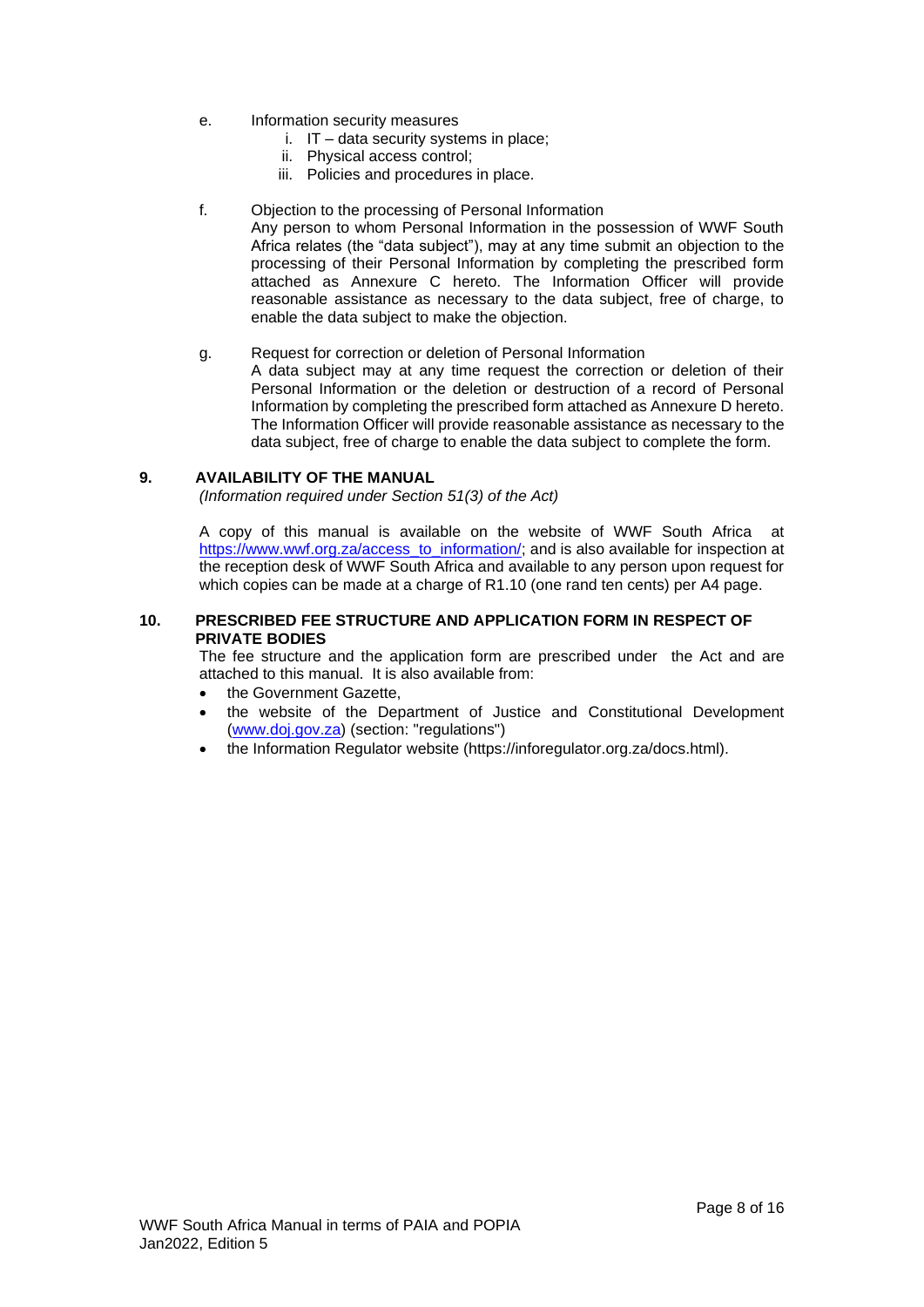e. Information security measures

   i. IT – data security systems in place;
   ii. Physical access control;
   iii. Policies and procedures in place.

f. Objection to the processing of Personal Information

   Any person to whom Personal Information in the possession of WWF South Africa relates (the "data subject"), may at any time submit an objection to the processing of their Personal Information by completing the prescribed form attached as Annexure C hereto. The Information Officer will provide reasonable assistance as necessary to the data subject, free of charge, to enable the data subject to make the objection.

g. Request for correction or deletion of Personal Information

   A data subject may at any time request the correction or deletion of their Personal Information or the deletion or destruction of a record of Personal Information by completing the prescribed form attached as Annexure D hereto. The Information Officer will provide reasonable assistance as necessary to the data subject, free of charge to enable the data subject to complete the form.

## 9. AVAILABILITY OF THE MANUAL

*(Information required under Section 51(3) of the Act)*

A copy of this manual is available on the website of WWF South Africa at https://www.wwf.org.za/access_to_information/; and is also available for inspection at the reception desk of WWF South Africa and available to any person upon request for which copies can be made at a charge of R1.10 (one rand ten cents) per A4 page.

## 10. PRESCRIBED FEE STRUCTURE AND APPLICATION FORM IN RESPECT OF PRIVATE BODIES

The fee structure and the application form are prescribed under the Act and are attached to this manual. It is also available from:

- the Government Gazette,
- the website of the Department of Justice and Constitutional Development (www.doj.gov.za) (section: "regulations")
- the Information Regulator website (https://inforegulator.org.za/docs.html).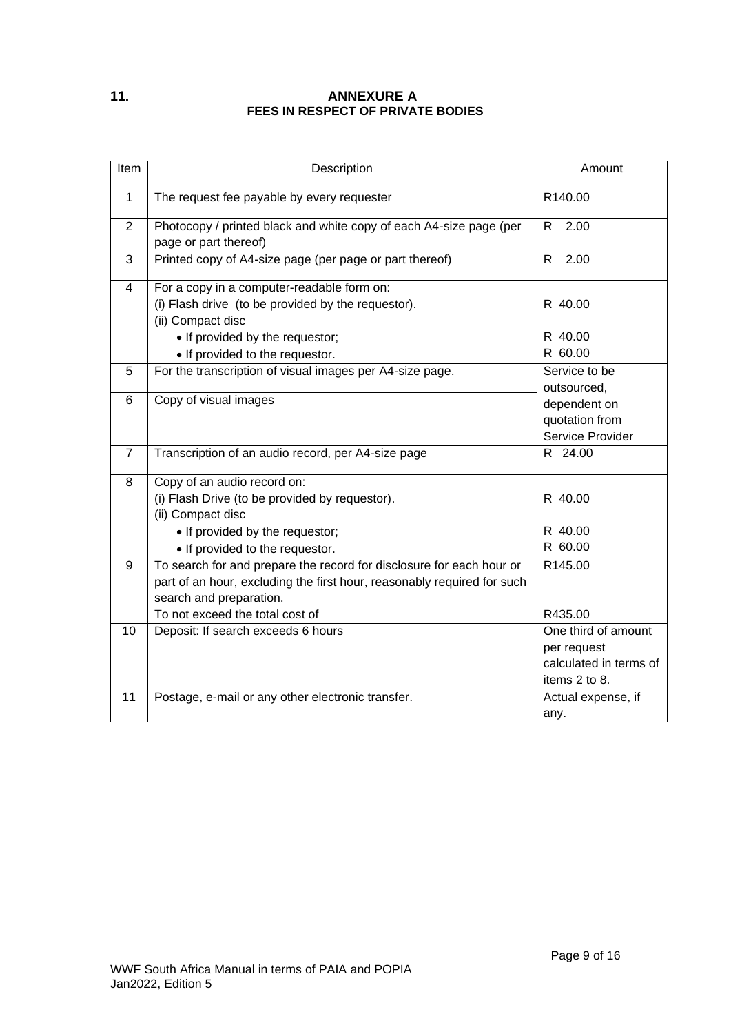## 11. ANNEXURE A
## FEES IN RESPECT OF PRIVATE BODIES

| Item | Description | Amount |
|---|---|---|
| 1 | The request fee payable by every requester | R140.00 |
| 2 | Photocopy / printed black and white copy of each A4-size page (per page or part thereof) | R 2.00 |
| 3 | Printed copy of A4-size page (per page or part thereof) | R 2.00 |
| 4 | For a copy in a computer-readable form on:<br>(i) Flash drive (to be provided by the requestor).<br>(ii) Compact disc<br>• If provided by the requestor;<br>• If provided to the requestor. | <br>R 40.00<br><br>R 40.00<br>R 60.00 |
| 5 | For the transcription of visual images per A4-size page. | Service to be outsourced, dependent on quotation from Service Provider |
| 6 | Copy of visual images | |
| 7 | Transcription of an audio record, per A4-size page | R 24.00 |
| 8 | Copy of an audio record on:<br>(i) Flash Drive (to be provided by requestor).<br>(ii) Compact disc<br>• If provided by the requestor;<br>• If provided to the requestor. | <br>R 40.00<br><br>R 40.00<br>R 60.00 |
| 9 | To search for and prepare the record for disclosure for each hour or part of an hour, excluding the first hour, reasonably required for such search and preparation.<br>To not exceed the total cost of | R145.00<br><br><br>R435.00 |
| 10 | Deposit: If search exceeds 6 hours | One third of amount per request calculated in terms of items 2 to 8. |
| 11 | Postage, e-mail or any other electronic transfer. | Actual expense, if any. |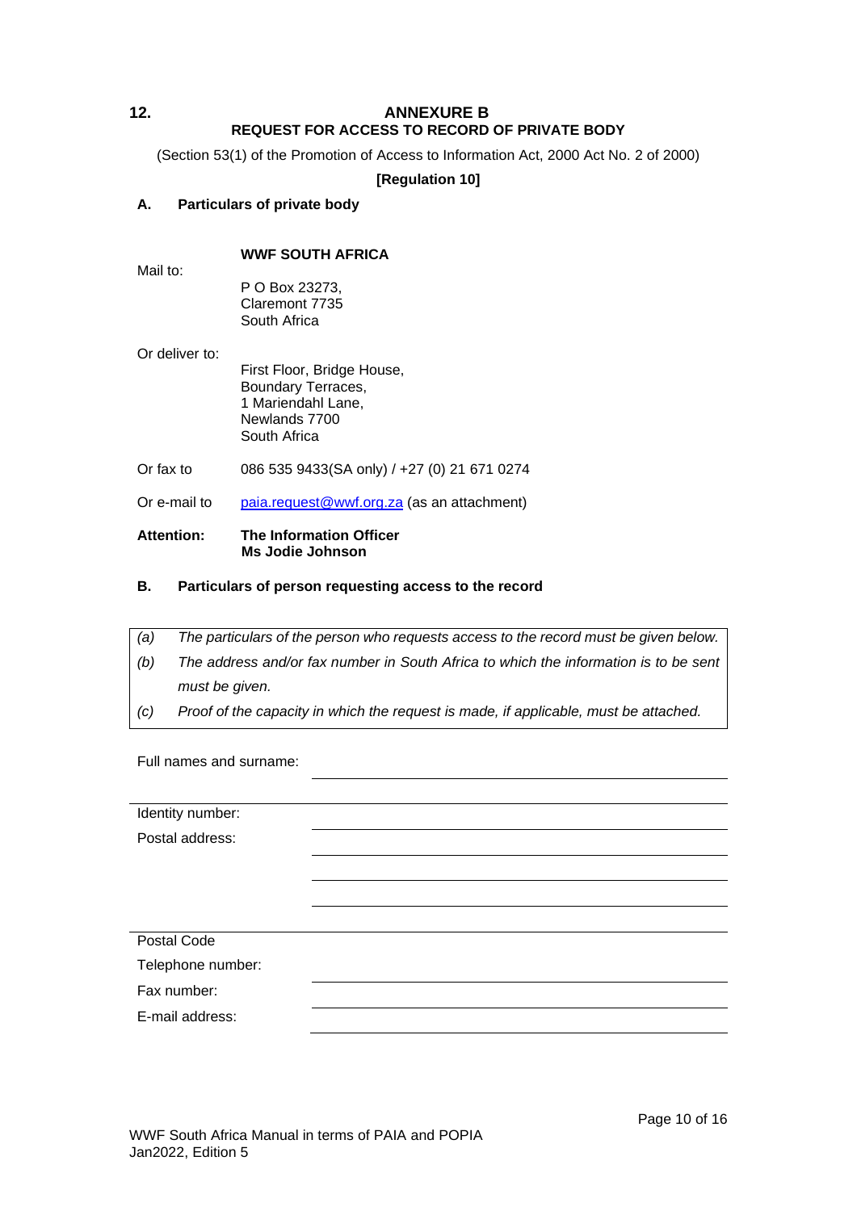## 12. ANNEXURE B

### REQUEST FOR ACCESS TO RECORD OF PRIVATE BODY

(Section 53(1) of the Promotion of Access to Information Act, 2000 Act No. 2 of 2000)

**[Regulation 10]**

### A. Particulars of private body

**WWF SOUTH AFRICA**

Mail to:

P O Box 23273,
Claremont 7735
South Africa

Or deliver to:

First Floor, Bridge House,
Boundary Terraces,
1 Mariendahl Lane,
Newlands 7700
South Africa

Or fax to 086 535 9433(SA only) / +27 (0) 21 671 0274

Or e-mail to paia.request@wwf.org.za (as an attachment)

**Attention:** **The Information Officer**
**Ms Jodie Johnson**

### B. Particulars of person requesting access to the record

*(a) The particulars of the person who requests access to the record must be given below.*

*(b) The address and/or fax number in South Africa to which the information is to be sent must be given.*

*(c) Proof of the capacity in which the request is made, if applicable, must be attached.*

Full names and surname: ______________________________

______________________________

Identity number: ______________________________

Postal address: ______________________________

______________________________

______________________________

______________________________

Postal Code

Telephone number: ______________________________

Fax number: ______________________________

E-mail address: ______________________________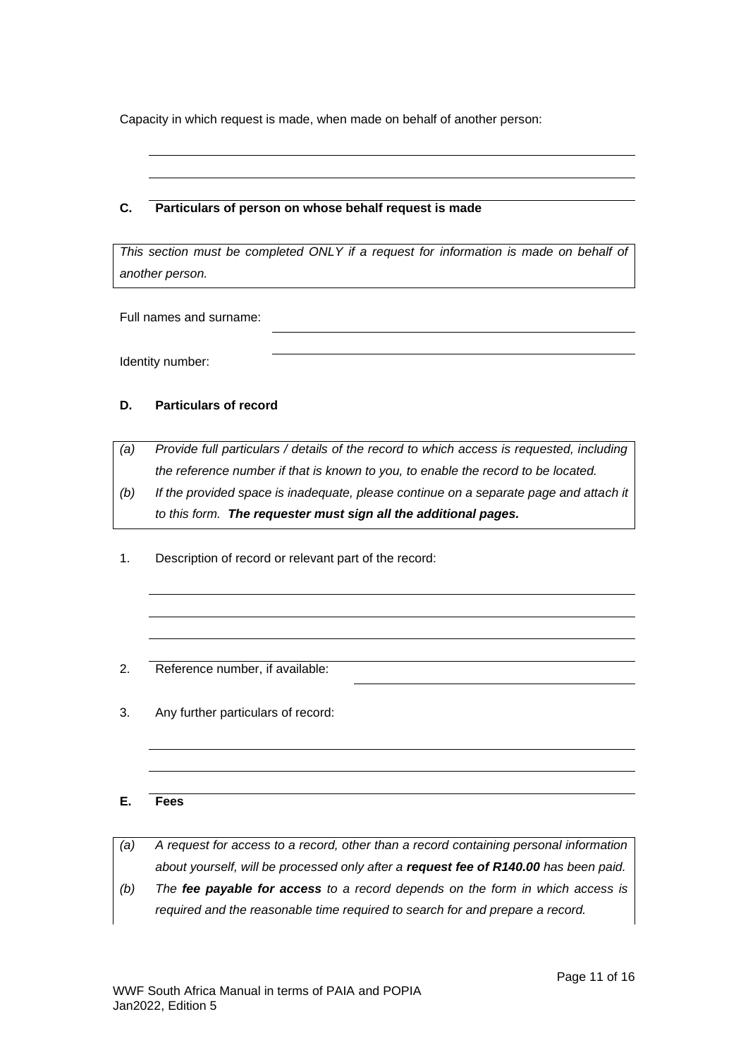Capacity in which request is made, when made on behalf of another person:

______________________________________________

______________________________________________

## C. Particulars of person on whose behalf request is made

*This section must be completed ONLY if a request for information is made on behalf of another person.*

Full names and surname: ______________________________________________

Identity number: ______________________________________________

## D. Particulars of record

*(a) Provide full particulars / details of the record to which access is requested, including the reference number if that is known to you, to enable the record to be located.*

*(b) If the provided space is inadequate, please continue on a separate page and attach it to this form.* ***The requester must sign all the additional pages.***

1. Description of record or relevant part of the record:

______________________________________________

______________________________________________

______________________________________________

2. Reference number, if available: ______________________________________________

3. Any further particulars of record:

______________________________________________

______________________________________________

## E. Fees

*(a) A request for access to a record, other than a record containing personal information about yourself, will be processed only after a* ***request fee of R140.00*** *has been paid.*

*(b) The* ***fee payable for access*** *to a record depends on the form in which access is required and the reasonable time required to search for and prepare a record.*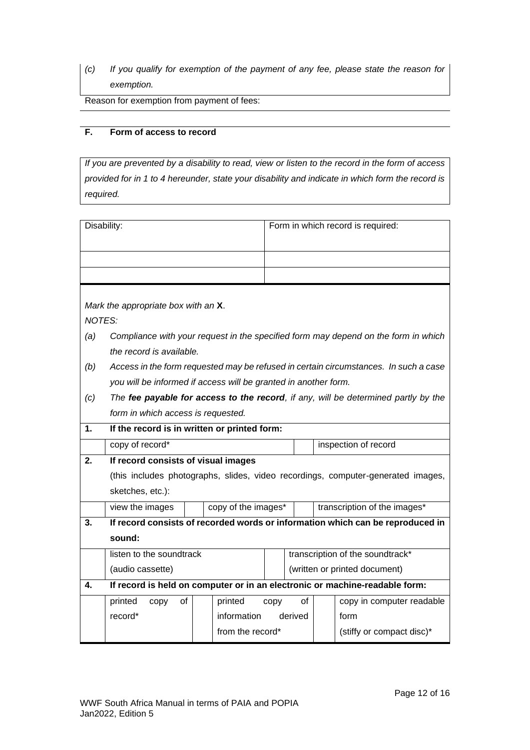*(c) If you qualify for exemption of the payment of any fee, please state the reason for exemption.*

Reason for exemption from payment of fees:

## F. Form of access to record

*If you are prevented by a disability to read, view or listen to the record in the form of access provided for in 1 to 4 hereunder, state your disability and indicate in which form the record is required.*

| Disability: | Form in which record is required: |
|---|---|
| | |
| | |

*Mark the appropriate box with an* **X**.

*NOTES:*

*(a) Compliance with your request in the specified form may depend on the form in which the record is available.*

*(b) Access in the form requested may be refused in certain circumstances. In such a case you will be informed if access will be granted in another form.*

*(c) The* ***fee payable for access to the record****, if any, will be determined partly by the form in which access is requested.*

**1. If the record is in written or printed form:**

| | copy of record* | | inspection of record |
|---|---|---|---|

**2. If record consists of visual images**

(this includes photographs, slides, video recordings, computer-generated images, sketches, etc.):

| | view the images | | copy of the images* | | transcription of the images* |
|---|---|---|---|---|---|

**3. If record consists of recorded words or information which can be reproduced in sound:**

| | listen to the soundtrack (audio cassette) | | transcription of the soundtrack* (written or printed document) |
|---|---|---|---|

**4. If record is held on computer or in an electronic or machine-readable form:**

| | printed copy of record* | | printed copy of information derived from the record* | | copy in computer readable form (stiffy or compact disc)* |
|---|---|---|---|---|---|

WWF South Africa Manual in terms of PAIA and POPIA
Jan2022, Edition 5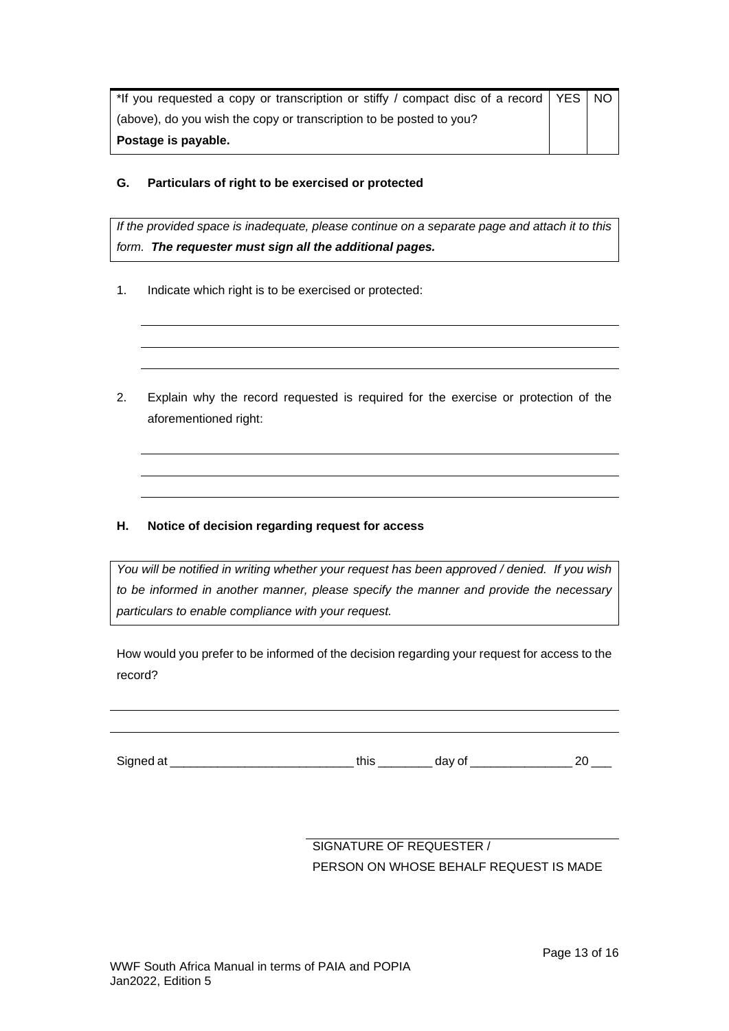| *If you requested a copy or transcription or stiffy / compact disc of a record (above), do you wish the copy or transcription to be posted to you? **Postage is payable.** | YES | NO |
|---|---|---|

### G. Particulars of right to be exercised or protected

*If the provided space is inadequate, please continue on a separate page and attach it to this form.* ***The requester must sign all the additional pages.***

1. Indicate which right is to be exercised or protected:

\_\_\_\_\_\_\_\_\_\_\_\_\_\_\_\_\_\_\_\_\_\_\_\_\_\_\_\_\_\_\_\_\_\_\_\_\_\_\_\_\_\_\_\_\_\_\_\_\_\_\_\_\_\_\_\_\_\_\_\_\_\_\_\_\_\_

\_\_\_\_\_\_\_\_\_\_\_\_\_\_\_\_\_\_\_\_\_\_\_\_\_\_\_\_\_\_\_\_\_\_\_\_\_\_\_\_\_\_\_\_\_\_\_\_\_\_\_\_\_\_\_\_\_\_\_\_\_\_\_\_\_\_

\_\_\_\_\_\_\_\_\_\_\_\_\_\_\_\_\_\_\_\_\_\_\_\_\_\_\_\_\_\_\_\_\_\_\_\_\_\_\_\_\_\_\_\_\_\_\_\_\_\_\_\_\_\_\_\_\_\_\_\_\_\_\_\_\_\_

2. Explain why the record requested is required for the exercise or protection of the aforementioned right:

\_\_\_\_\_\_\_\_\_\_\_\_\_\_\_\_\_\_\_\_\_\_\_\_\_\_\_\_\_\_\_\_\_\_\_\_\_\_\_\_\_\_\_\_\_\_\_\_\_\_\_\_\_\_\_\_\_\_\_\_\_\_\_\_\_\_

\_\_\_\_\_\_\_\_\_\_\_\_\_\_\_\_\_\_\_\_\_\_\_\_\_\_\_\_\_\_\_\_\_\_\_\_\_\_\_\_\_\_\_\_\_\_\_\_\_\_\_\_\_\_\_\_\_\_\_\_\_\_\_\_\_\_

\_\_\_\_\_\_\_\_\_\_\_\_\_\_\_\_\_\_\_\_\_\_\_\_\_\_\_\_\_\_\_\_\_\_\_\_\_\_\_\_\_\_\_\_\_\_\_\_\_\_\_\_\_\_\_\_\_\_\_\_\_\_\_\_\_\_

### H. Notice of decision regarding request for access

*You will be notified in writing whether your request has been approved / denied. If you wish to be informed in another manner, please specify the manner and provide the necessary particulars to enable compliance with your request.*

How would you prefer to be informed of the decision regarding your request for access to the record?

\_\_\_\_\_\_\_\_\_\_\_\_\_\_\_\_\_\_\_\_\_\_\_\_\_\_\_\_\_\_\_\_\_\_\_\_\_\_\_\_\_\_\_\_\_\_\_\_\_\_\_\_\_\_\_\_\_\_\_\_\_\_\_\_\_\_

\_\_\_\_\_\_\_\_\_\_\_\_\_\_\_\_\_\_\_\_\_\_\_\_\_\_\_\_\_\_\_\_\_\_\_\_\_\_\_\_\_\_\_\_\_\_\_\_\_\_\_\_\_\_\_\_\_\_\_\_\_\_\_\_\_\_

Signed at \_\_\_\_\_\_\_\_\_\_\_\_\_\_\_\_\_\_\_\_\_\_\_\_\_\_\_ this \_\_\_\_\_\_\_\_ day of \_\_\_\_\_\_\_\_\_\_\_\_\_\_\_ 20 \_\_\_

\_\_\_\_\_\_\_\_\_\_\_\_\_\_\_\_\_\_\_\_\_\_\_\_\_\_\_\_\_\_\_\_\_\_\_\_\_\_\_\_

SIGNATURE OF REQUESTER /
PERSON ON WHOSE BEHALF REQUEST IS MADE

WWF South Africa Manual in terms of PAIA and POPIA
Jan2022, Edition 5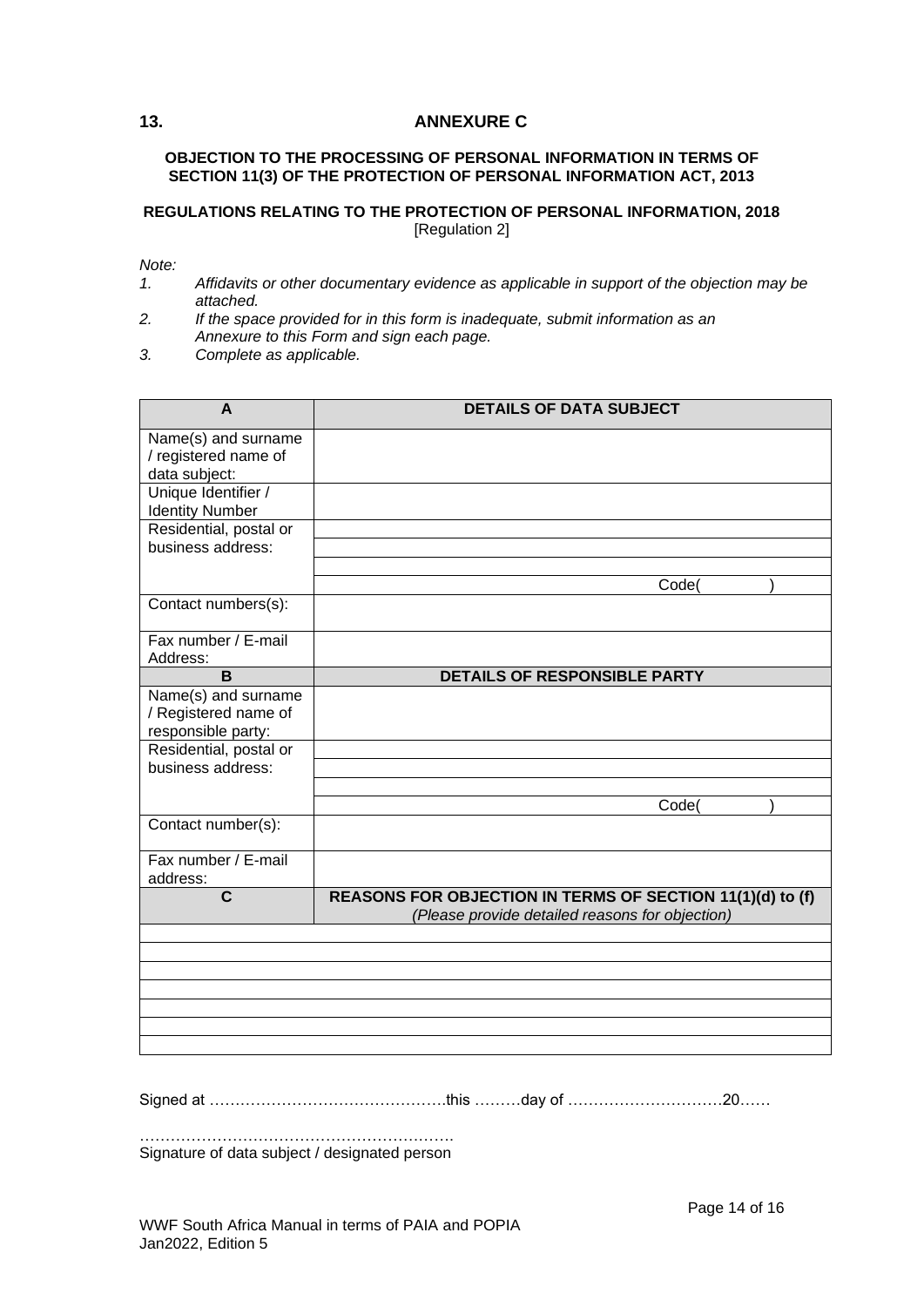## 13. ANNEXURE C

**OBJECTION TO THE PROCESSING OF PERSONAL INFORMATION IN TERMS OF SECTION 11(3) OF THE PROTECTION OF PERSONAL INFORMATION ACT, 2013**

**REGULATIONS RELATING TO THE PROTECTION OF PERSONAL INFORMATION, 2018**
[Regulation 2]

*Note:*

1. *Affidavits or other documentary evidence as applicable in support of the objection may be attached.*
2. *If the space provided for in this form is inadequate, submit information as an Annexure to this Form and sign each page.*
3. *Complete as applicable.*

| **A** | **DETAILS OF DATA SUBJECT** |
|---|---|
| Name(s) and surname / registered name of data subject: | |
| Unique Identifier / Identity Number | |
| Residential, postal or business address: | |
| | |
| | |
| | Code( ) |
| Contact numbers(s): | |
| Fax number / E-mail Address: | |
| **B** | **DETAILS OF RESPONSIBLE PARTY** |
| Name(s) and surname / Registered name of responsible party: | |
| Residential, postal or business address: | |
| | |
| | |
| | Code( ) |
| Contact number(s): | |
| Fax number / E-mail address: | |
| **C** | **REASONS FOR OBJECTION IN TERMS OF SECTION 11(1)(d) to (f)** *(Please provide detailed reasons for objection)* |
| | |
| | |
| | |
| | |
| | |
| | |
| | |

Signed at ……………………………………….this ………day of …………………………20……

…………………………………………………….
Signature of data subject / designated person

WWF South Africa Manual in terms of PAIA and POPIA
Jan2022, Edition 5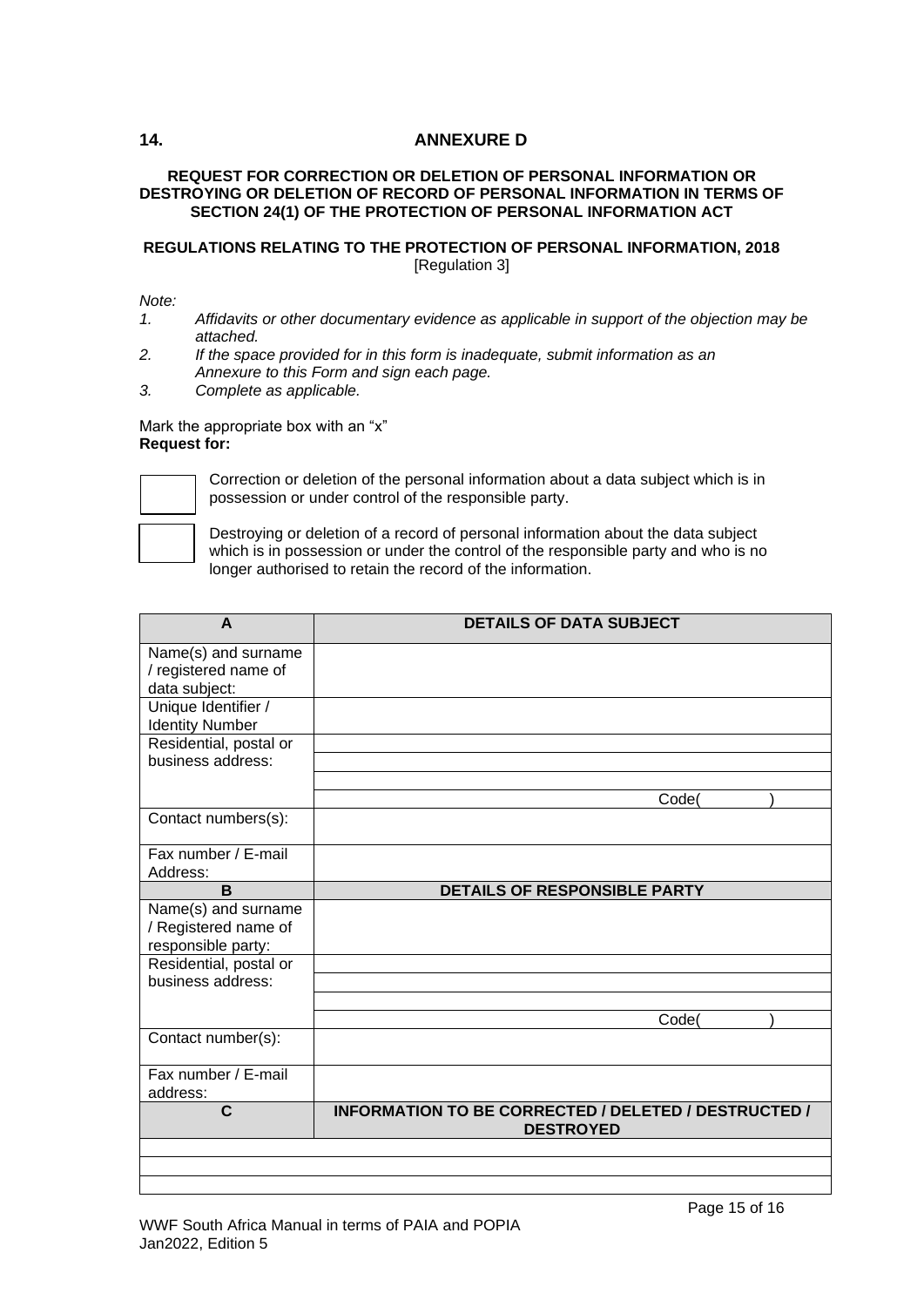## 14. ANNEXURE D

**REQUEST FOR CORRECTION OR DELETION OF PERSONAL INFORMATION OR DESTROYING OR DELETION OF RECORD OF PERSONAL INFORMATION IN TERMS OF SECTION 24(1) OF THE PROTECTION OF PERSONAL INFORMATION ACT**

**REGULATIONS RELATING TO THE PROTECTION OF PERSONAL INFORMATION, 2018**
[Regulation 3]

*Note:*

1. *Affidavits or other documentary evidence as applicable in support of the objection may be attached.*
2. *If the space provided for in this form is inadequate, submit information as an Annexure to this Form and sign each page.*
3. *Complete as applicable.*

Mark the appropriate box with an "x"
**Request for:**

☐ Correction or deletion of the personal information about a data subject which is in possession or under control of the responsible party.

☐ Destroying or deletion of a record of personal information about the data subject which is in possession or under the control of the responsible party and who is no longer authorised to retain the record of the information.

| **A** | **DETAILS OF DATA SUBJECT** |
|---|---|
| Name(s) and surname / registered name of data subject: | |
| Unique Identifier / Identity Number | |
| Residential, postal or business address: | |
| | |
| | |
| | Code( ) |
| Contact numbers(s): | |
| Fax number / E-mail Address: | |
| **B** | **DETAILS OF RESPONSIBLE PARTY** |
| Name(s) and surname / Registered name of responsible party: | |
| Residential, postal or business address: | |
| | |
| | |
| | Code( ) |
| Contact number(s): | |
| Fax number / E-mail address: | |
| **C** | **INFORMATION TO BE CORRECTED / DELETED / DESTRUCTED / DESTROYED** |
| | |
| | |
| | |

WWF South Africa Manual in terms of PAIA and POPIA
Jan2022, Edition 5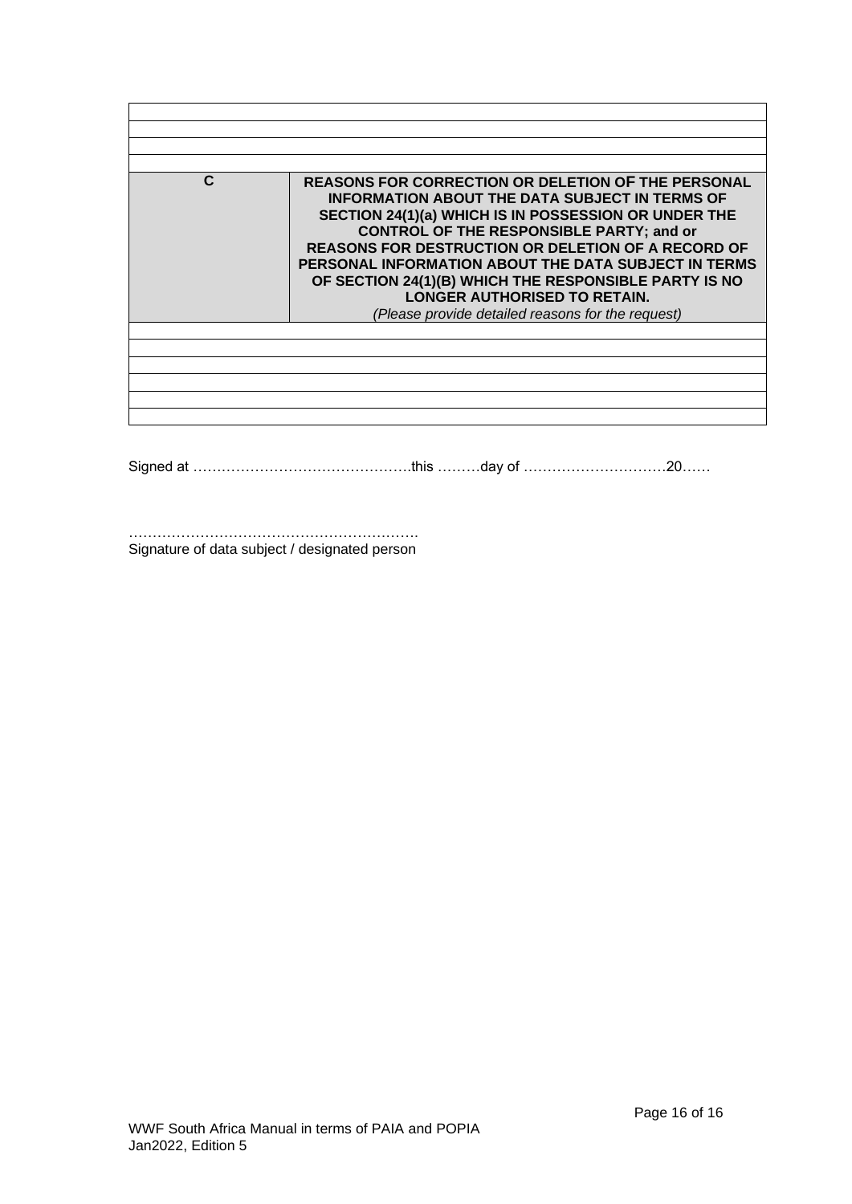| | |
|---|---|
| | |
| | |
| | |
| | |
| **C** | **REASONS FOR CORRECTION OR DELETION OF THE PERSONAL INFORMATION ABOUT THE DATA SUBJECT IN TERMS OF SECTION 24(1)(a) WHICH IS IN POSSESSION OR UNDER THE CONTROL OF THE RESPONSIBLE PARTY; and or REASONS FOR DESTRUCTION OR DELETION OF A RECORD OF PERSONAL INFORMATION ABOUT THE DATA SUBJECT IN TERMS OF SECTION 24(1)(B) WHICH THE RESPONSIBLE PARTY IS NO LONGER AUTHORISED TO RETAIN.** *(Please provide detailed reasons for the request)* |
| | |
| | |
| | |
| | |
| | |
| | |

Signed at ……………………………………….this ………day of …………………………20……

…………………………………………………….
Signature of data subject / designated person